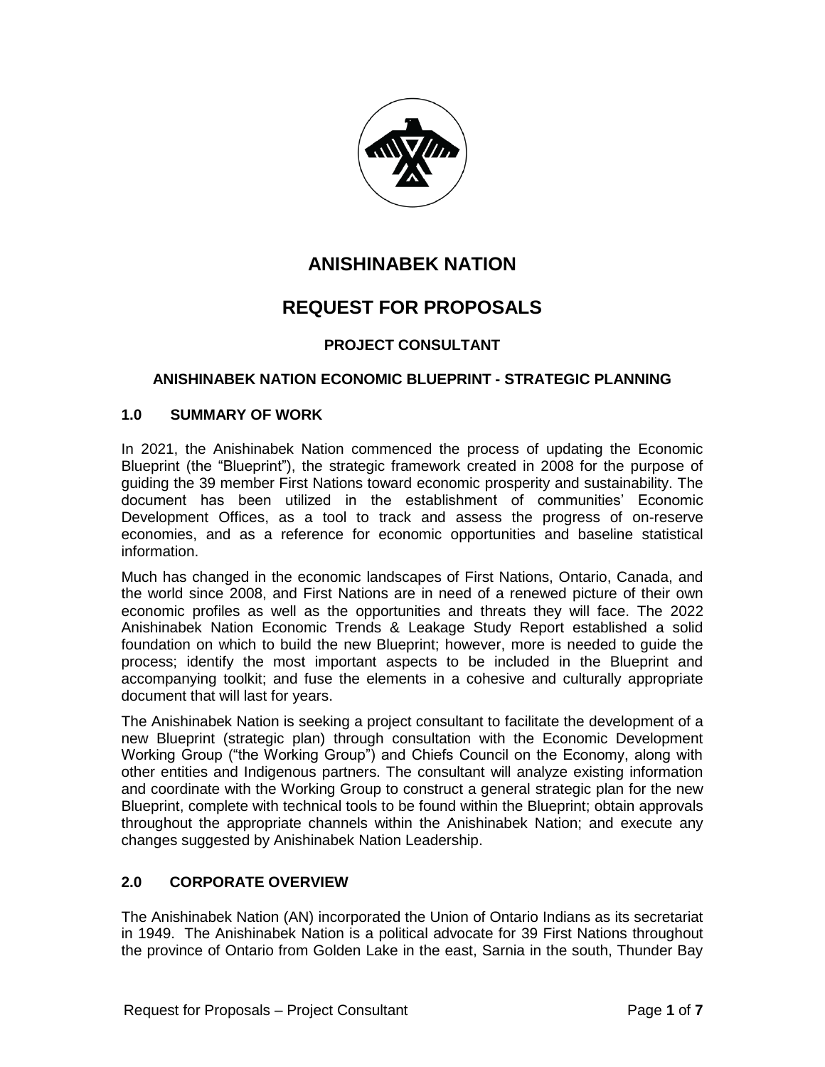# ANISHINABEK NATION

# REQUEST FOR PROPOSALS

### PROJECT CONSULTANT

### ANISHINABEK NATION ECONOMIC BLUEPRINT - STRATEGIC PLANNING

## 1.0 SUMMARY OF WORK

In 2021, the Anishinabek Nation commenced the process of updating the Economic Blueprint (the "Blueprint"), the strategic framework created in 2008 for the purpose of guiding the 39 member First Nations toward economic prosperity and sustainability. The document has been utilized in the establishment of communities' Economic Development Offices, as a tool to track and assess the progress of on-reserve economies, and as a reference for economic opportunities and baseline statistical information.

Much has changed in the economic landscapes of First Nations, Ontario, Canada, and the world since 2008, and First Nations are in need of a renewed picture of their own economic profiles as well as the opportunities and threats they will face. The 2022 Anishinabek Nation Economic Trends & Leakage Study Report established a solid foundation on which to build the new Blueprint; however, more is needed to guide the process; identify the most important aspects to be included in the Blueprint and accompanying toolkit; and fuse the elements in a cohesive and culturally appropriate document that will last for years.

The Anishinabek Nation is seeking a project consultant to facilitate the development of a new Blueprint (strategic plan) through consultation with the Economic Development Working Group ("the Working Group") and Chiefs Council on the Economy, along with other entities and Indigenous partners. The consultant will analyze existing information and coordinate with the Working Group to construct a general strategic plan for the new Blueprint, complete with technical tools to be found within the Blueprint; obtain approvals throughout the appropriate channels within the Anishinabek Nation; and execute any changes suggested by Anishinabek Nation Leadership.

## 2.0 CORPORATE OVERVIEW

The Anishinabek Nation (AN) incorporated the Union of Ontario Indians as its secretariat in 1949. The Anishinabek Nation is a political advocate for 39 First Nations throughout the province of Ontario from Golden Lake in the east, Sarnia in the south, Thunder Bay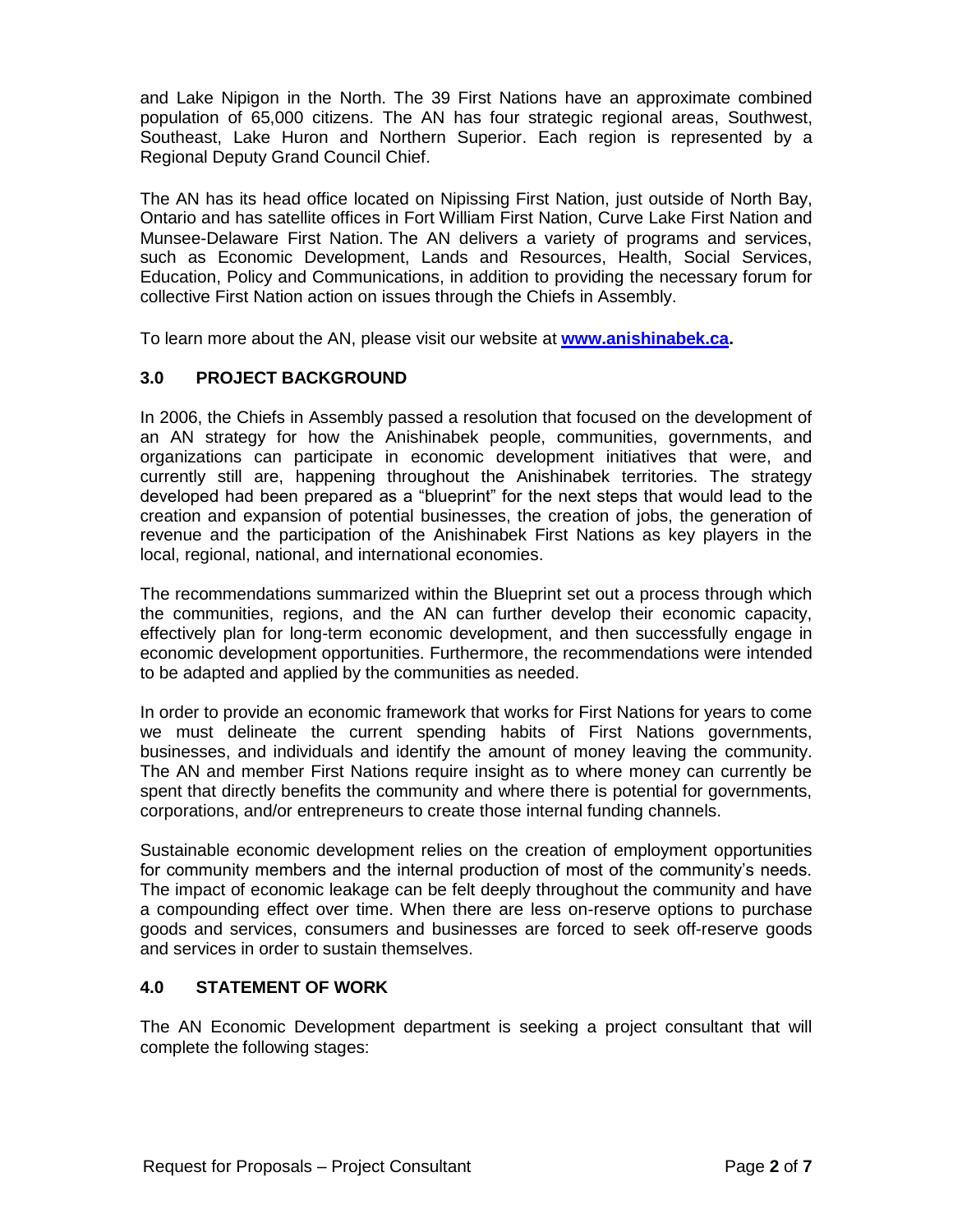and Lake Nipigon in the North. The 39 First Nations have an approximate combined population of 65,000 citizens. The AN has four strategic regional areas, Southwest, Southeast, Lake Huron and Northern Superior. Each region is represented by a Regional Deputy Grand Council Chief.

The AN has its head office located on Nipissing First Nation, just outside of North Bay, Ontario and has satellite offices in Fort William First Nation, Curve Lake First Nation and Munsee-Delaware First Nation. The AN delivers a variety of programs and services, such as Economic Development, Lands and Resources, Health, Social Services, Education, Policy and Communications, in addition to providing the necessary forum for collective First Nation action on issues through the Chiefs in Assembly.

To learn more about the AN, please visit our website at **www.anishinabek.ca.**

## 3.0 PROJECT BACKGROUND

In 2006, the Chiefs in Assembly passed a resolution that focused on the development of an AN strategy for how the Anishinabek people, communities, governments, and organizations can participate in economic development initiatives that were, and currently still are, happening throughout the Anishinabek territories. The strategy developed had been prepared as a "blueprint" for the next steps that would lead to the creation and expansion of potential businesses, the creation of jobs, the generation of revenue and the participation of the Anishinabek First Nations as key players in the local, regional, national, and international economies.

The recommendations summarized within the Blueprint set out a process through which the communities, regions, and the AN can further develop their economic capacity, effectively plan for long-term economic development, and then successfully engage in economic development opportunities. Furthermore, the recommendations were intended to be adapted and applied by the communities as needed.

In order to provide an economic framework that works for First Nations for years to come we must delineate the current spending habits of First Nations governments, businesses, and individuals and identify the amount of money leaving the community. The AN and member First Nations require insight as to where money can currently be spent that directly benefits the community and where there is potential for governments, corporations, and/or entrepreneurs to create those internal funding channels.

Sustainable economic development relies on the creation of employment opportunities for community members and the internal production of most of the community's needs. The impact of economic leakage can be felt deeply throughout the community and have a compounding effect over time. When there are less on-reserve options to purchase goods and services, consumers and businesses are forced to seek off-reserve goods and services in order to sustain themselves.

## 4.0 STATEMENT OF WORK

The AN Economic Development department is seeking a project consultant that will complete the following stages: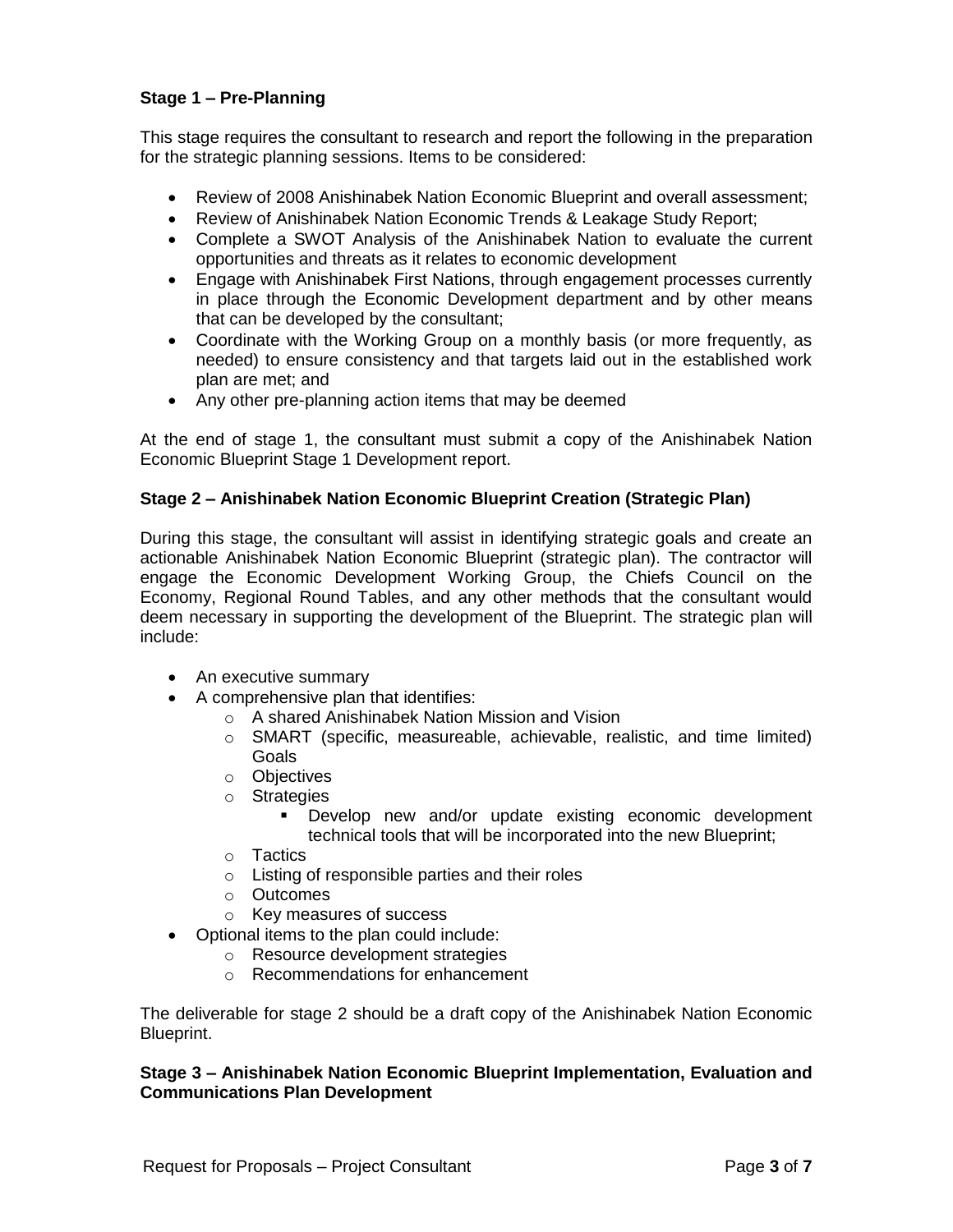**Stage 1 – Pre-Planning**

This stage requires the consultant to research and report the following in the preparation for the strategic planning sessions. Items to be considered:

- Review of 2008 Anishinabek Nation Economic Blueprint and overall assessment;
- Review of Anishinabek Nation Economic Trends & Leakage Study Report;
- Complete a SWOT Analysis of the Anishinabek Nation to evaluate the current opportunities and threats as it relates to economic development
- Engage with Anishinabek First Nations, through engagement processes currently in place through the Economic Development department and by other means that can be developed by the consultant;
- Coordinate with the Working Group on a monthly basis (or more frequently, as needed) to ensure consistency and that targets laid out in the established work plan are met; and
- Any other pre-planning action items that may be deemed

At the end of stage 1, the consultant must submit a copy of the Anishinabek Nation Economic Blueprint Stage 1 Development report.

**Stage 2 – Anishinabek Nation Economic Blueprint Creation (Strategic Plan)**

During this stage, the consultant will assist in identifying strategic goals and create an actionable Anishinabek Nation Economic Blueprint (strategic plan). The contractor will engage the Economic Development Working Group, the Chiefs Council on the Economy, Regional Round Tables, and any other methods that the consultant would deem necessary in supporting the development of the Blueprint. The strategic plan will include:

- An executive summary
- A comprehensive plan that identifies:
  - A shared Anishinabek Nation Mission and Vision
  - SMART (specific, measureable, achievable, realistic, and time limited) Goals
  - Objectives
  - Strategies
    - Develop new and/or update existing economic development technical tools that will be incorporated into the new Blueprint;
  - Tactics
  - Listing of responsible parties and their roles
  - Outcomes
  - Key measures of success
- Optional items to the plan could include:
  - Resource development strategies
  - Recommendations for enhancement

The deliverable for stage 2 should be a draft copy of the Anishinabek Nation Economic Blueprint.

**Stage 3 – Anishinabek Nation Economic Blueprint Implementation, Evaluation and Communications Plan Development**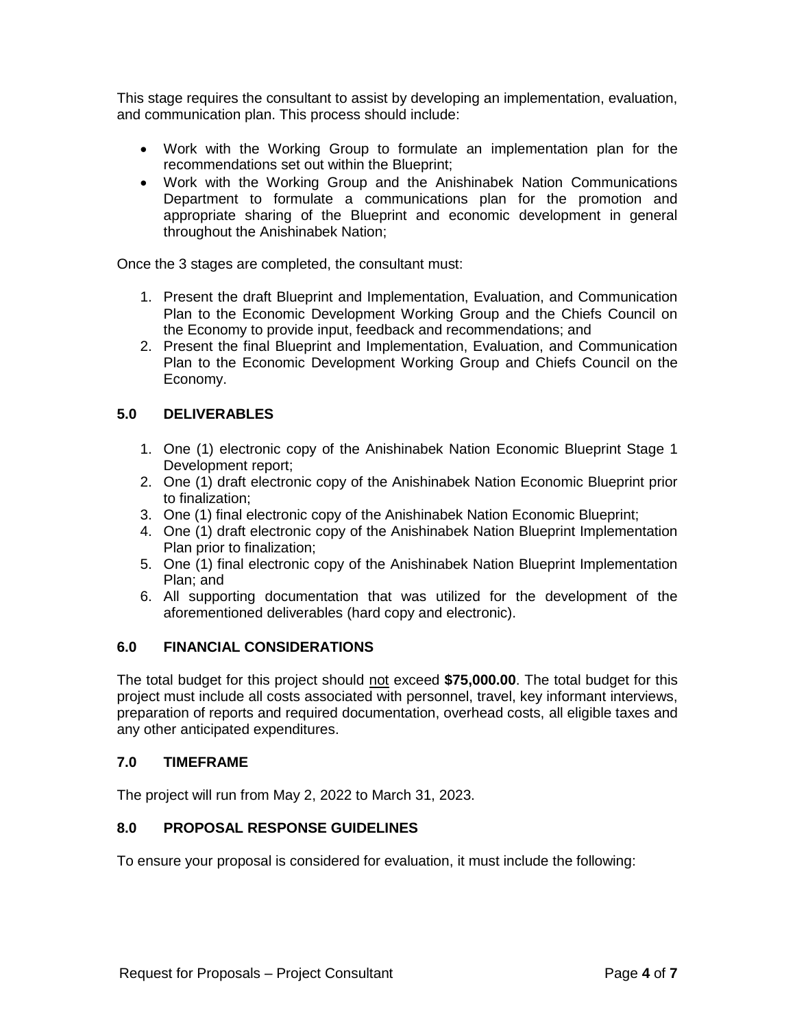This stage requires the consultant to assist by developing an implementation, evaluation, and communication plan. This process should include:

- Work with the Working Group to formulate an implementation plan for the recommendations set out within the Blueprint;
- Work with the Working Group and the Anishinabek Nation Communications Department to formulate a communications plan for the promotion and appropriate sharing of the Blueprint and economic development in general throughout the Anishinabek Nation;

Once the 3 stages are completed, the consultant must:

1. Present the draft Blueprint and Implementation, Evaluation, and Communication Plan to the Economic Development Working Group and the Chiefs Council on the Economy to provide input, feedback and recommendations; and
2. Present the final Blueprint and Implementation, Evaluation, and Communication Plan to the Economic Development Working Group and Chiefs Council on the Economy.

## 5.0 DELIVERABLES

1. One (1) electronic copy of the Anishinabek Nation Economic Blueprint Stage 1 Development report;
2. One (1) draft electronic copy of the Anishinabek Nation Economic Blueprint prior to finalization;
3. One (1) final electronic copy of the Anishinabek Nation Economic Blueprint;
4. One (1) draft electronic copy of the Anishinabek Nation Blueprint Implementation Plan prior to finalization;
5. One (1) final electronic copy of the Anishinabek Nation Blueprint Implementation Plan; and
6. All supporting documentation that was utilized for the development of the aforementioned deliverables (hard copy and electronic).

## 6.0 FINANCIAL CONSIDERATIONS

The total budget for this project should <u>not</u> exceed **$75,000.00**. The total budget for this project must include all costs associated with personnel, travel, key informant interviews, preparation of reports and required documentation, overhead costs, all eligible taxes and any other anticipated expenditures.

## 7.0 TIMEFRAME

The project will run from May 2, 2022 to March 31, 2023.

## 8.0 PROPOSAL RESPONSE GUIDELINES

To ensure your proposal is considered for evaluation, it must include the following: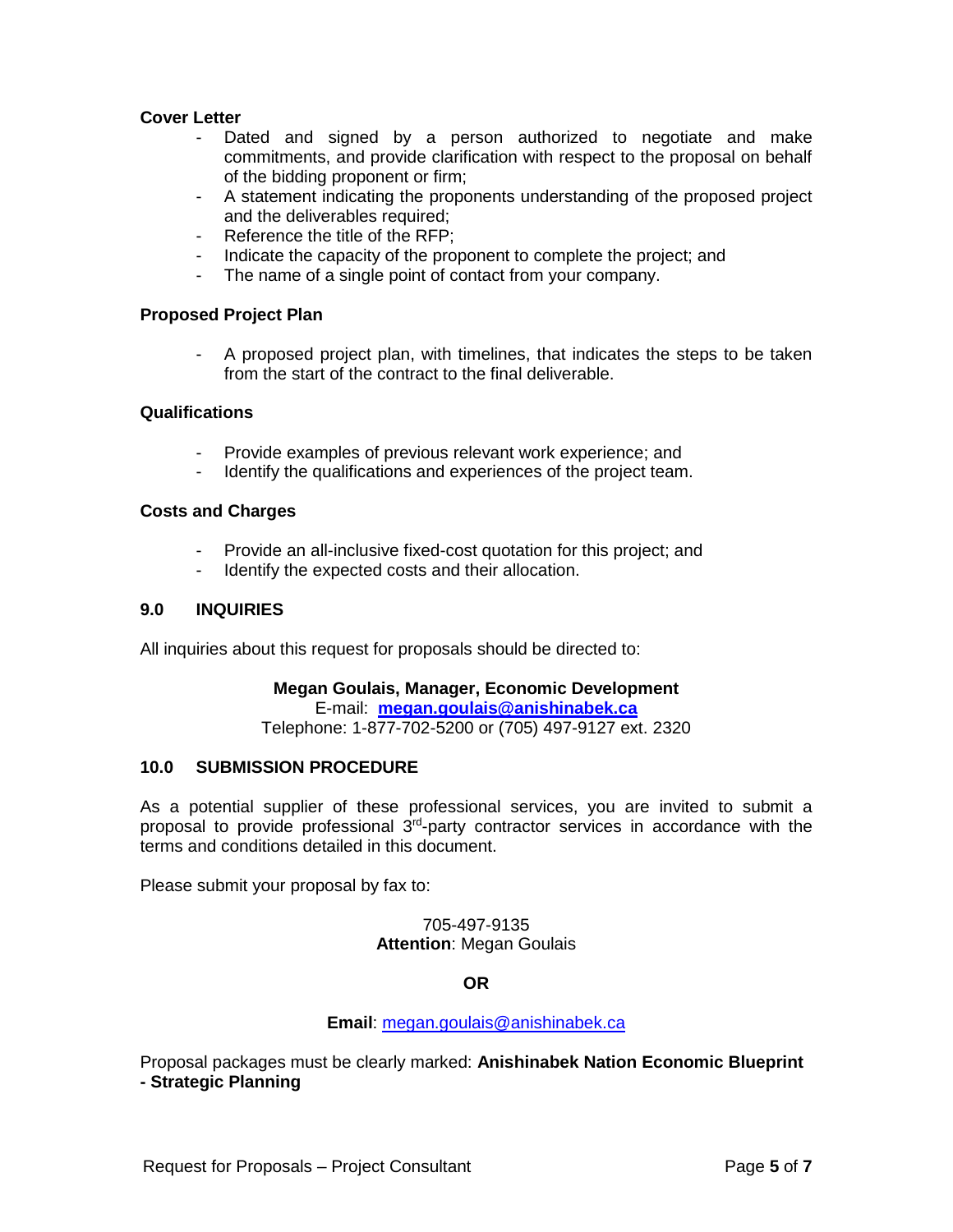**Cover Letter**

- Dated and signed by a person authorized to negotiate and make commitments, and provide clarification with respect to the proposal on behalf of the bidding proponent or firm;
- A statement indicating the proponents understanding of the proposed project and the deliverables required;
- Reference the title of the RFP;
- Indicate the capacity of the proponent to complete the project; and
- The name of a single point of contact from your company.

**Proposed Project Plan**

- A proposed project plan, with timelines, that indicates the steps to be taken from the start of the contract to the final deliverable.

**Qualifications**

- Provide examples of previous relevant work experience; and
- Identify the qualifications and experiences of the project team.

**Costs and Charges**

- Provide an all-inclusive fixed-cost quotation for this project; and
- Identify the expected costs and their allocation.

## 9.0 INQUIRIES

All inquiries about this request for proposals should be directed to:

**Megan Goulais, Manager, Economic Development**
E-mail: **megan.goulais@anishinabek.ca**
Telephone: 1-877-702-5200 or (705) 497-9127 ext. 2320

## 10.0 SUBMISSION PROCEDURE

As a potential supplier of these professional services, you are invited to submit a proposal to provide professional 3rd-party contractor services in accordance with the terms and conditions detailed in this document.

Please submit your proposal by fax to:

705-497-9135
**Attention**: Megan Goulais

**OR**

**Email**: megan.goulais@anishinabek.ca

Proposal packages must be clearly marked: **Anishinabek Nation Economic Blueprint - Strategic Planning**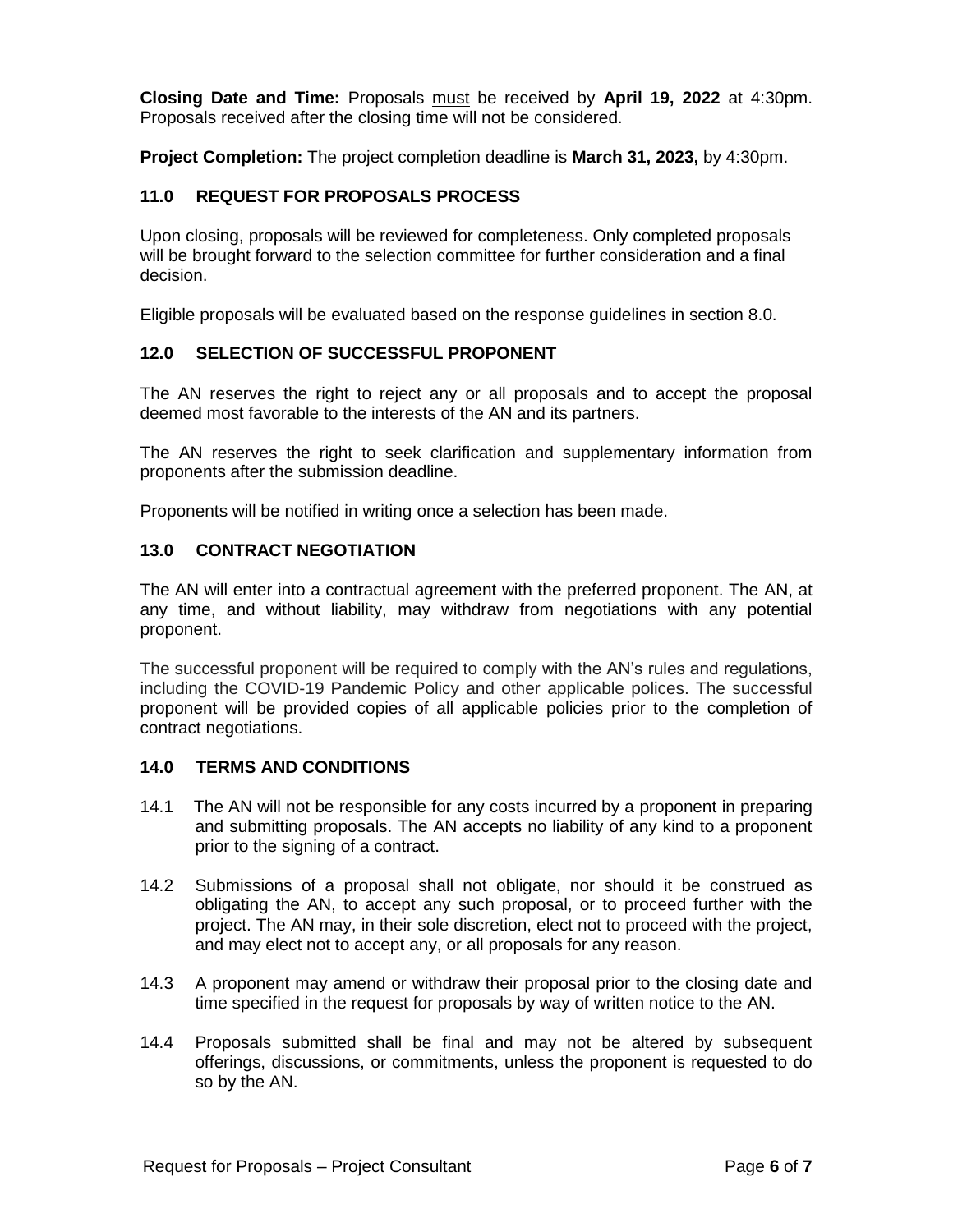**Closing Date and Time:** Proposals must be received by **April 19, 2022** at 4:30pm. Proposals received after the closing time will not be considered.

**Project Completion:** The project completion deadline is **March 31, 2023,** by 4:30pm.

## 11.0 REQUEST FOR PROPOSALS PROCESS

Upon closing, proposals will be reviewed for completeness. Only completed proposals will be brought forward to the selection committee for further consideration and a final decision.

Eligible proposals will be evaluated based on the response guidelines in section 8.0.

## 12.0 SELECTION OF SUCCESSFUL PROPONENT

The AN reserves the right to reject any or all proposals and to accept the proposal deemed most favorable to the interests of the AN and its partners.

The AN reserves the right to seek clarification and supplementary information from proponents after the submission deadline.

Proponents will be notified in writing once a selection has been made.

## 13.0 CONTRACT NEGOTIATION

The AN will enter into a contractual agreement with the preferred proponent. The AN, at any time, and without liability, may withdraw from negotiations with any potential proponent.

The successful proponent will be required to comply with the AN's rules and regulations, including the COVID-19 Pandemic Policy and other applicable polices. The successful proponent will be provided copies of all applicable policies prior to the completion of contract negotiations.

## 14.0 TERMS AND CONDITIONS

14.1 The AN will not be responsible for any costs incurred by a proponent in preparing and submitting proposals. The AN accepts no liability of any kind to a proponent prior to the signing of a contract.

14.2 Submissions of a proposal shall not obligate, nor should it be construed as obligating the AN, to accept any such proposal, or to proceed further with the project. The AN may, in their sole discretion, elect not to proceed with the project, and may elect not to accept any, or all proposals for any reason.

14.3 A proponent may amend or withdraw their proposal prior to the closing date and time specified in the request for proposals by way of written notice to the AN.

14.4 Proposals submitted shall be final and may not be altered by subsequent offerings, discussions, or commitments, unless the proponent is requested to do so by the AN.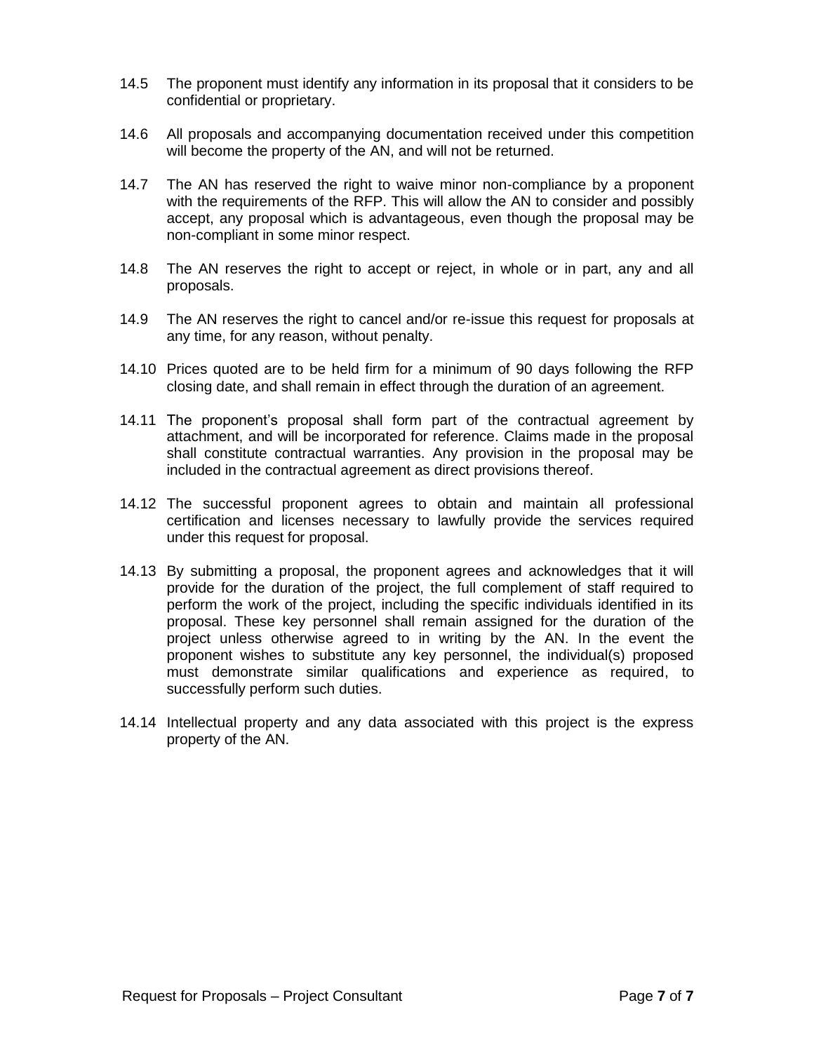14.5 The proponent must identify any information in its proposal that it considers to be confidential or proprietary.

14.6 All proposals and accompanying documentation received under this competition will become the property of the AN, and will not be returned.

14.7 The AN has reserved the right to waive minor non-compliance by a proponent with the requirements of the RFP. This will allow the AN to consider and possibly accept, any proposal which is advantageous, even though the proposal may be non-compliant in some minor respect.

14.8 The AN reserves the right to accept or reject, in whole or in part, any and all proposals.

14.9 The AN reserves the right to cancel and/or re-issue this request for proposals at any time, for any reason, without penalty.

14.10 Prices quoted are to be held firm for a minimum of 90 days following the RFP closing date, and shall remain in effect through the duration of an agreement.

14.11 The proponent's proposal shall form part of the contractual agreement by attachment, and will be incorporated for reference. Claims made in the proposal shall constitute contractual warranties. Any provision in the proposal may be included in the contractual agreement as direct provisions thereof.

14.12 The successful proponent agrees to obtain and maintain all professional certification and licenses necessary to lawfully provide the services required under this request for proposal.

14.13 By submitting a proposal, the proponent agrees and acknowledges that it will provide for the duration of the project, the full complement of staff required to perform the work of the project, including the specific individuals identified in its proposal. These key personnel shall remain assigned for the duration of the project unless otherwise agreed to in writing by the AN. In the event the proponent wishes to substitute any key personnel, the individual(s) proposed must demonstrate similar qualifications and experience as required, to successfully perform such duties.

14.14 Intellectual property and any data associated with this project is the express property of the AN.